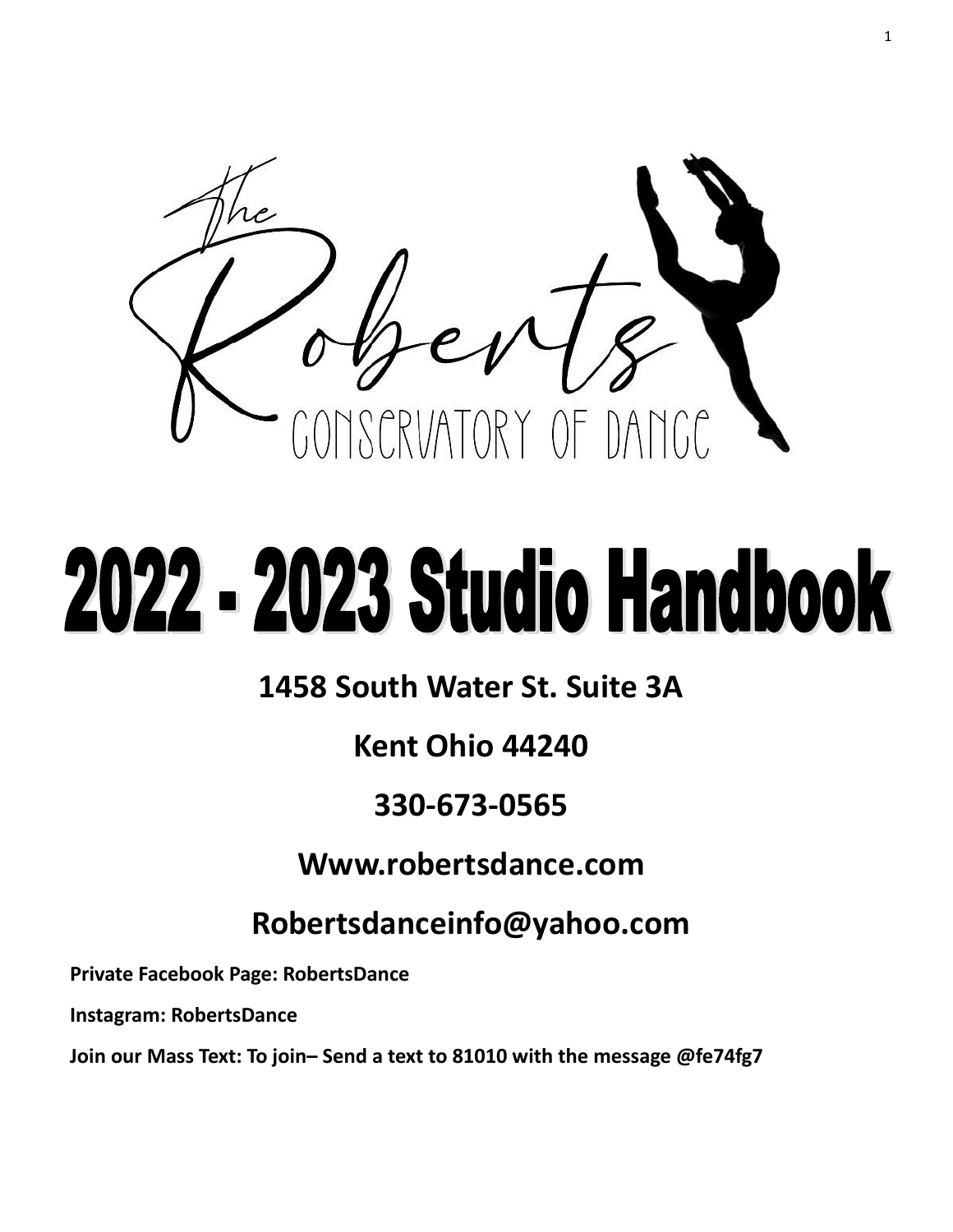The Roberts

CONSERVATORY OF DANCE

# 2022 - 2023 Studio Handbook

**1458 South Water St. Suite 3A**

**Kent Ohio 44240**

**330-673-0565**

**Www.robertsdance.com**

**Robertsdanceinfo@yahoo.com**

**Private Facebook Page: RobertsDance**

**Instagram: RobertsDance**

**Join our Mass Text: To join– Send a text to 81010 with the message @fe74fg7**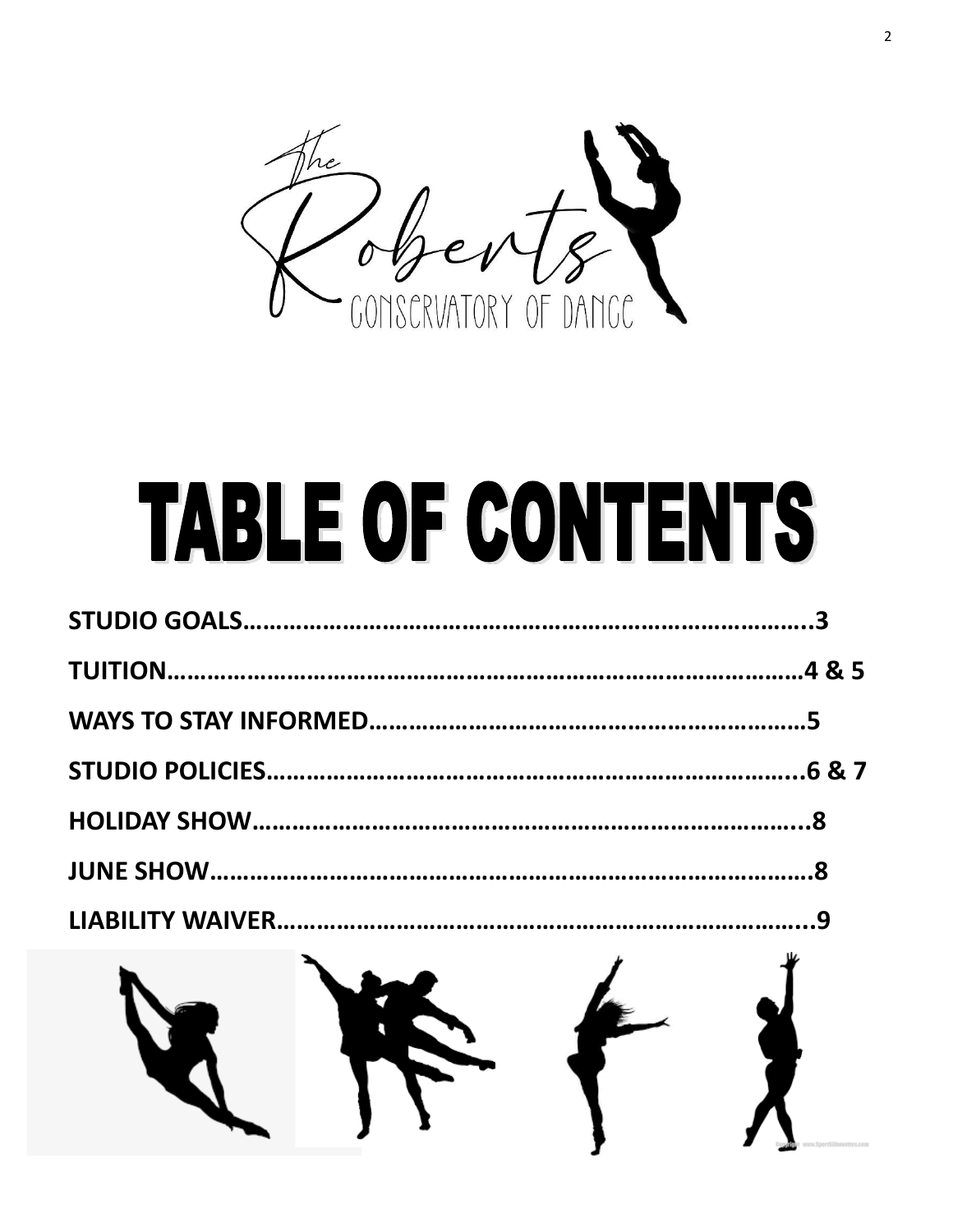The Roberts Conservatory of Dance

# TABLE OF CONTENTS

**STUDIO GOALS………………………………………………………………………..3**

**TUITION…………………………………………………………………………………4 & 5**

**WAYS TO STAY INFORMED…………………………………………………………5**

**STUDIO POLICIES…………………………………………………………………...6 & 7**

**HOLIDAY SHOW………………………………………………………………………..8**

**JUNE SHOW……………………………………………………………………………..8**

**LIABILITY WAIVER…………………………………………………………………...9**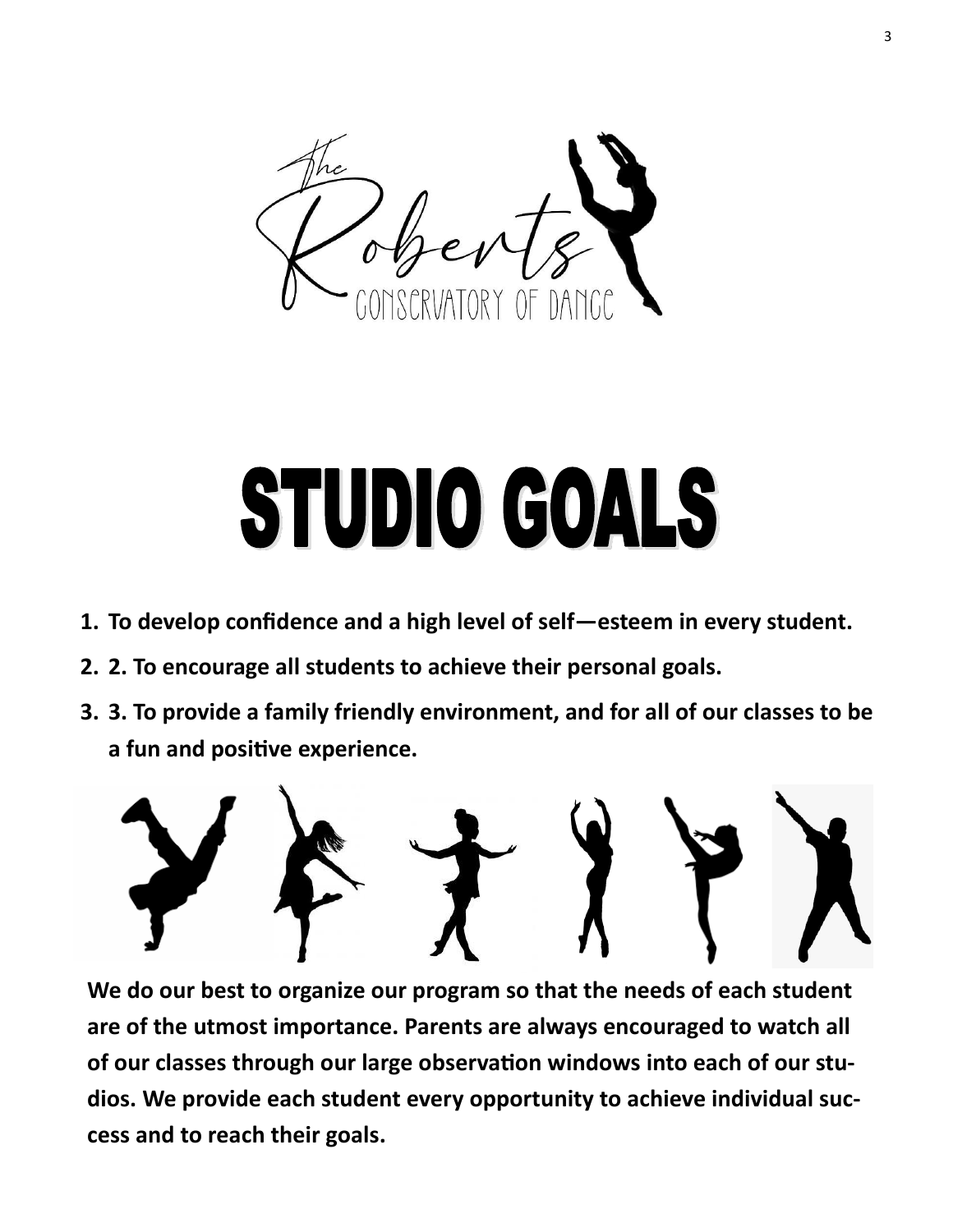The Roberts Conservatory of Dance

# STUDIO GOALS

1. **To develop confidence and a high level of self—esteem in every student.**
2. **2. To encourage all students to achieve their personal goals.**
3. **3. To provide a family friendly environment, and for all of our classes to be a fun and positive experience.**

**We do our best to organize our program so that the needs of each student are of the utmost importance. Parents are always encouraged to watch all of our classes through our large observation windows into each of our studios. We provide each student every opportunity to achieve individual success and to reach their goals.**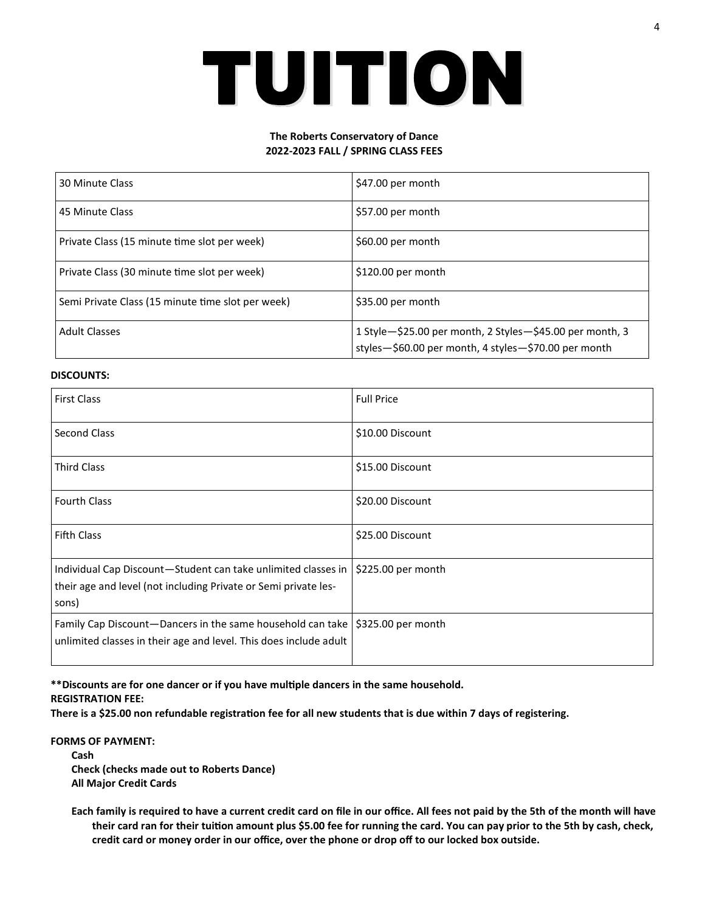# TUITION

**The Roberts Conservatory of Dance**
**2022-2023 FALL / SPRING CLASS FEES**

| | |
|---|---|
| 30 Minute Class | $47.00 per month |
| 45 Minute Class | $57.00 per month |
| Private Class (15 minute time slot per week) | $60.00 per month |
| Private Class (30 minute time slot per week) | $120.00 per month |
| Semi Private Class (15 minute time slot per week) | $35.00 per month |
| Adult Classes | 1 Style—$25.00 per month, 2 Styles—$45.00 per month, 3 styles—$60.00 per month, 4 styles—$70.00 per month |

**DISCOUNTS:**

| | |
|---|---|
| First Class | Full Price |
| Second Class | $10.00 Discount |
| Third Class | $15.00 Discount |
| Fourth Class | $20.00 Discount |
| Fifth Class | $25.00 Discount |
| Individual Cap Discount—Student can take unlimited classes in their age and level (not including Private or Semi private lessons) | $225.00 per month |
| Family Cap Discount—Dancers in the same household can take unlimited classes in their age and level. This does include adult | $325.00 per month |

**\*\*Discounts are for one dancer or if you have multiple dancers in the same household.**

**REGISTRATION FEE:**

**There is a $25.00 non refundable registration fee for all new students that is due within 7 days of registering.**

**FORMS OF PAYMENT:**

**Cash**
**Check (checks made out to Roberts Dance)**
**All Major Credit Cards**

**Each family is required to have a current credit card on file in our office. All fees not paid by the 5th of the month will have their card ran for their tuition amount plus $5.00 fee for running the card. You can pay prior to the 5th by cash, check, credit card or money order in our office, over the phone or drop off to our locked box outside.**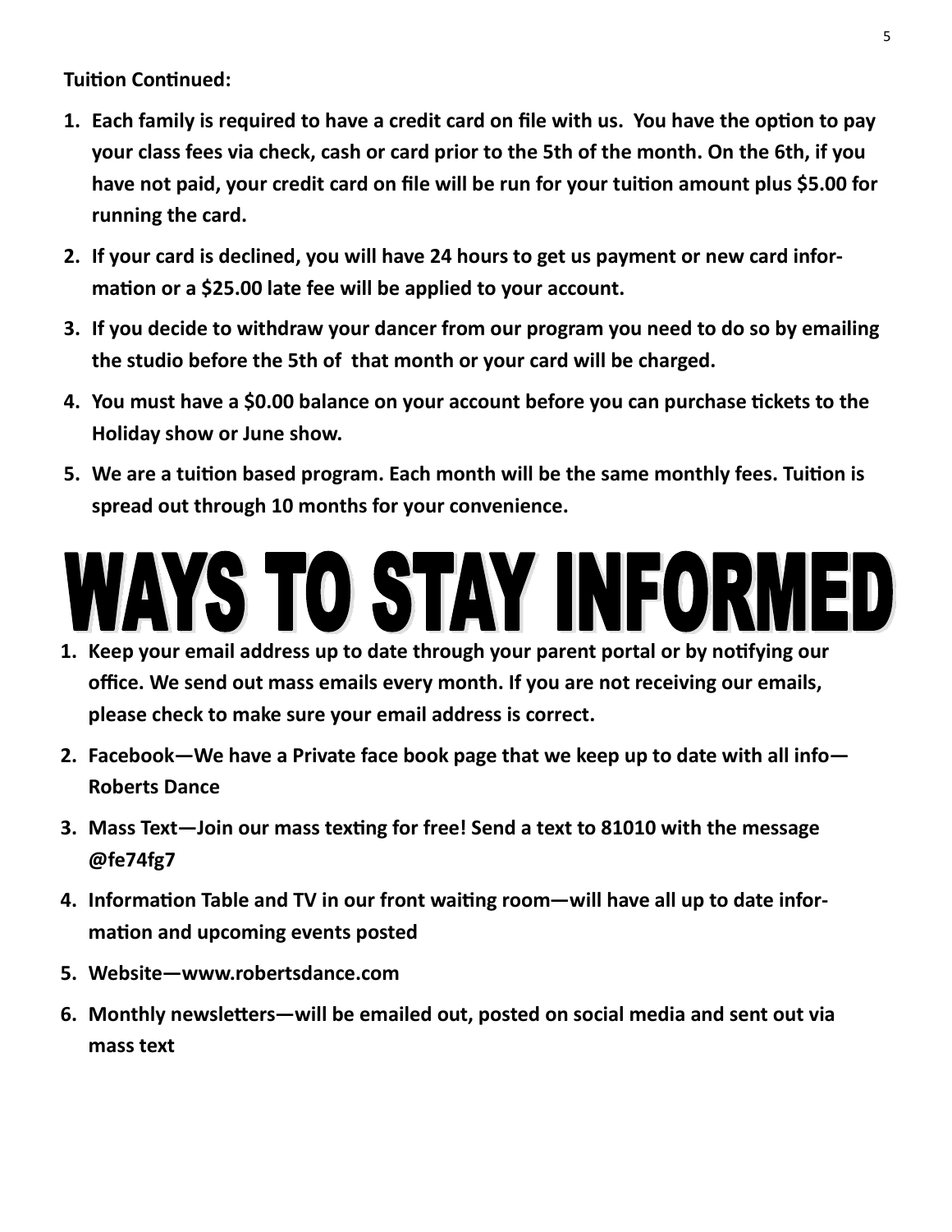**Tuition Continued:**

1. **Each family is required to have a credit card on file with us. You have the option to pay your class fees via check, cash or card prior to the 5th of the month. On the 6th, if you have not paid, your credit card on file will be run for your tuition amount plus $5.00 for running the card.**
2. **If your card is declined, you will have 24 hours to get us payment or new card information or a $25.00 late fee will be applied to your account.**
3. **If you decide to withdraw your dancer from our program you need to do so by emailing the studio before the 5th of that month or your card will be charged.**
4. **You must have a $0.00 balance on your account before you can purchase tickets to the Holiday show or June show.**
5. **We are a tuition based program. Each month will be the same monthly fees. Tuition is spread out through 10 months for your convenience.**

# WAYS TO STAY INFORMED

1. **Keep your email address up to date through your parent portal or by notifying our office. We send out mass emails every month. If you are not receiving our emails, please check to make sure your email address is correct.**
2. **Facebook—We have a Private face book page that we keep up to date with all info—Roberts Dance**
3. **Mass Text—Join our mass texting for free! Send a text to 81010 with the message @fe74fg7**
4. **Information Table and TV in our front waiting room—will have all up to date information and upcoming events posted**
5. **Website—www.robertsdance.com**
6. **Monthly newsletters—will be emailed out, posted on social media and sent out via mass text**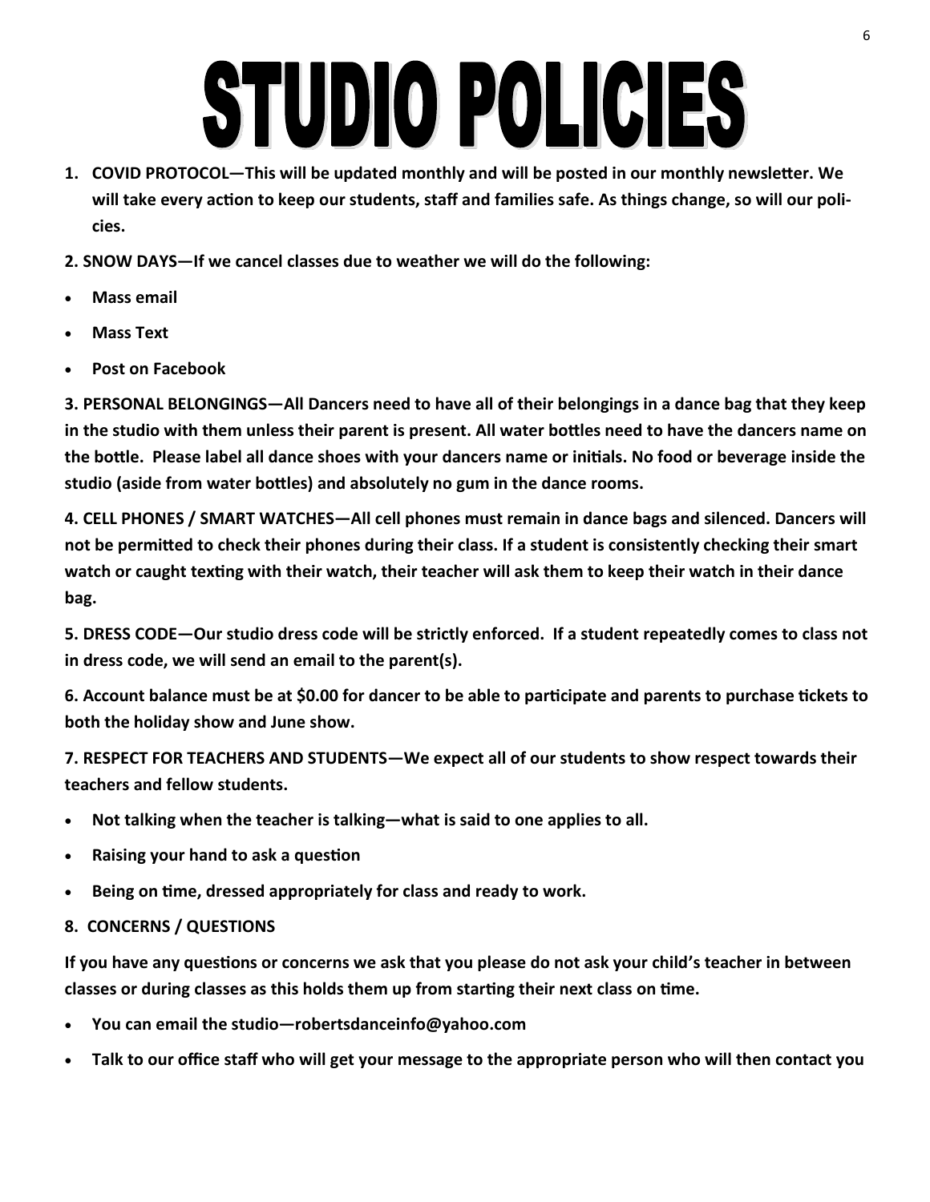# STUDIO POLICIES

1. **COVID PROTOCOL—This will be updated monthly and will be posted in our monthly newsletter. We will take every action to keep our students, staff and families safe. As things change, so will our policies.**

**2. SNOW DAYS—If we cancel classes due to weather we will do the following:**

- **Mass email**
- **Mass Text**
- **Post on Facebook**

**3. PERSONAL BELONGINGS—All Dancers need to have all of their belongings in a dance bag that they keep in the studio with them unless their parent is present. All water bottles need to have the dancers name on the bottle. Please label all dance shoes with your dancers name or initials. No food or beverage inside the studio (aside from water bottles) and absolutely no gum in the dance rooms.**

**4. CELL PHONES / SMART WATCHES—All cell phones must remain in dance bags and silenced. Dancers will not be permitted to check their phones during their class. If a student is consistently checking their smart watch or caught texting with their watch, their teacher will ask them to keep their watch in their dance bag.**

**5. DRESS CODE—Our studio dress code will be strictly enforced. If a student repeatedly comes to class not in dress code, we will send an email to the parent(s).**

**6. Account balance must be at $0.00 for dancer to be able to participate and parents to purchase tickets to both the holiday show and June show.**

**7. RESPECT FOR TEACHERS AND STUDENTS—We expect all of our students to show respect towards their teachers and fellow students.**

- **Not talking when the teacher is talking—what is said to one applies to all.**
- **Raising your hand to ask a question**
- **Being on time, dressed appropriately for class and ready to work.**

**8. CONCERNS / QUESTIONS**

**If you have any questions or concerns we ask that you please do not ask your child's teacher in between classes or during classes as this holds them up from starting their next class on time.**

- **You can email the studio—robertsdanceinfo@yahoo.com**
- **Talk to our office staff who will get your message to the appropriate person who will then contact you**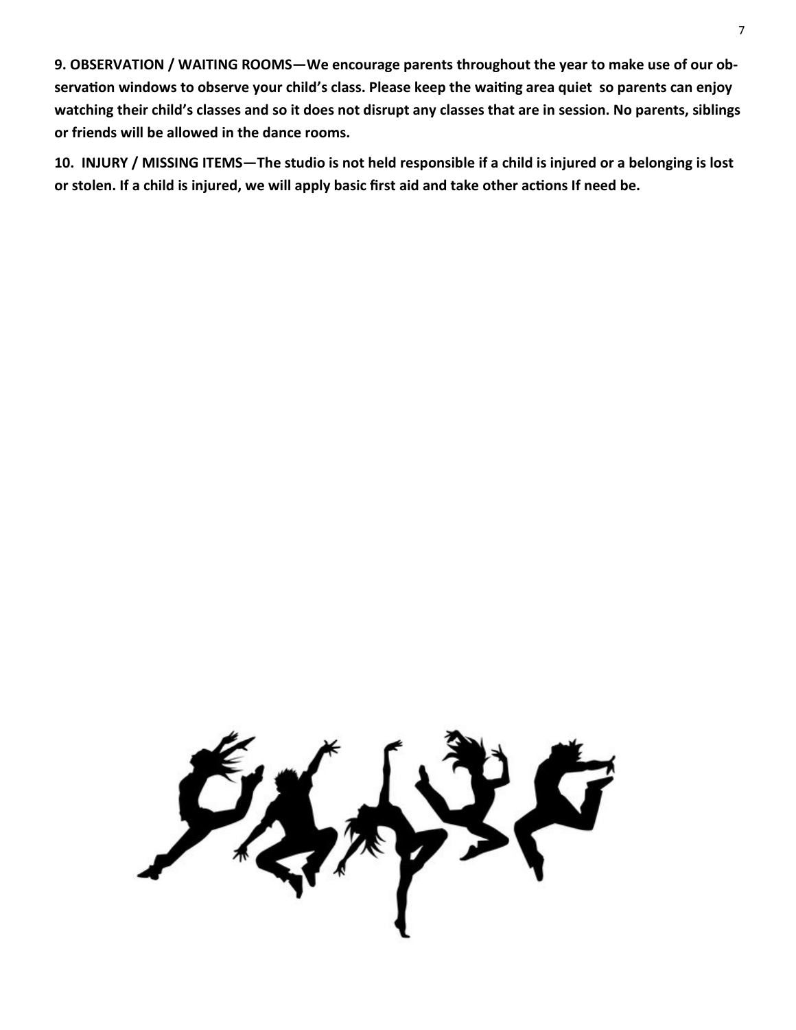**9. OBSERVATION / WAITING ROOMS—We encourage parents throughout the year to make use of our observation windows to observe your child's class. Please keep the waiting area quiet so parents can enjoy watching their child's classes and so it does not disrupt any classes that are in session. No parents, siblings or friends will be allowed in the dance rooms.**

**10. INJURY / MISSING ITEMS—The studio is not held responsible if a child is injured or a belonging is lost or stolen. If a child is injured, we will apply basic first aid and take other actions If need be.**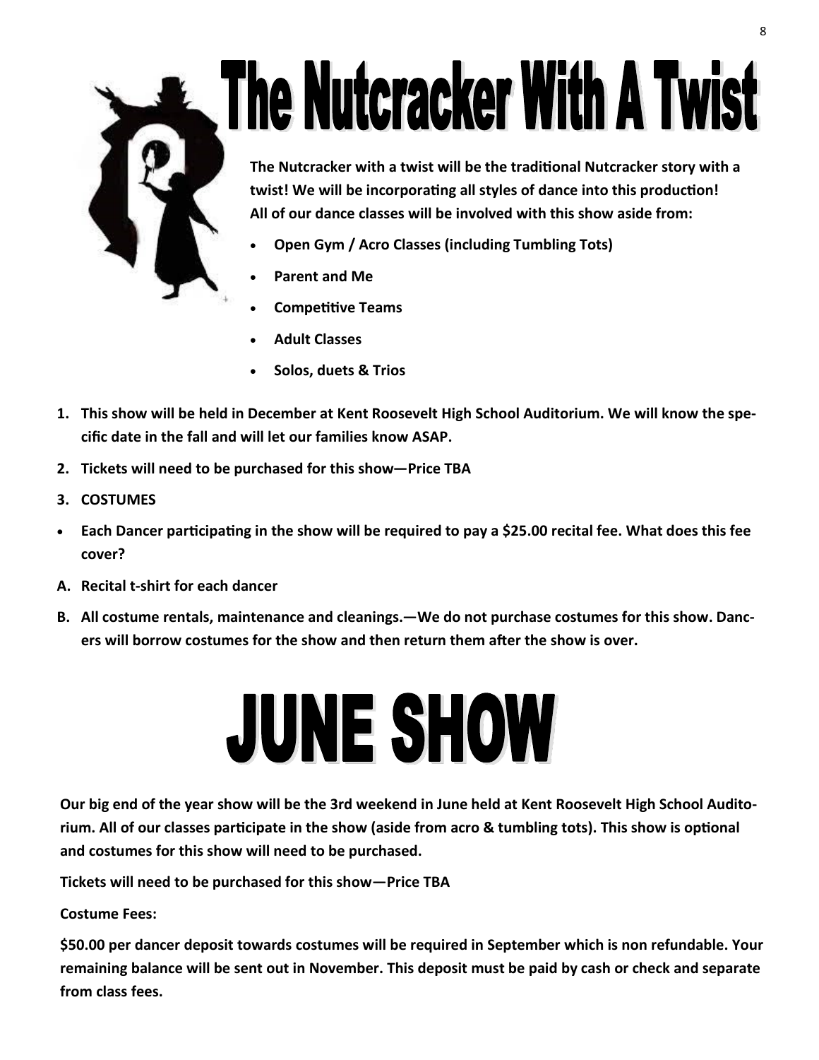# The Nutcracker With A Twist

**The Nutcracker with a twist will be the traditional Nutcracker story with a twist! We will be incorporating all styles of dance into this production! All of our dance classes will be involved with this show aside from:**

- **Open Gym / Acro Classes (including Tumbling Tots)**
- **Parent and Me**
- **Competitive Teams**
- **Adult Classes**
- **Solos, duets & Trios**

1. **This show will be held in December at Kent Roosevelt High School Auditorium. We will know the specific date in the fall and will let our families know ASAP.**
2. **Tickets will need to be purchased for this show—Price TBA**
3. **COSTUMES**

- **Each Dancer participating in the show will be required to pay a $25.00 recital fee. What does this fee cover?**

A. **Recital t-shirt for each dancer**

B. **All costume rentals, maintenance and cleanings.—We do not purchase costumes for this show. Dancers will borrow costumes for the show and then return them after the show is over.**

# JUNE SHOW

**Our big end of the year show will be the 3rd weekend in June held at Kent Roosevelt High School Auditorium. All of our classes participate in the show (aside from acro & tumbling tots). This show is optional and costumes for this show will need to be purchased.**

**Tickets will need to be purchased for this show—Price TBA**

**Costume Fees:**

**$50.00 per dancer deposit towards costumes will be required in September which is non refundable. Your remaining balance will be sent out in November. This deposit must be paid by cash or check and separate from class fees.**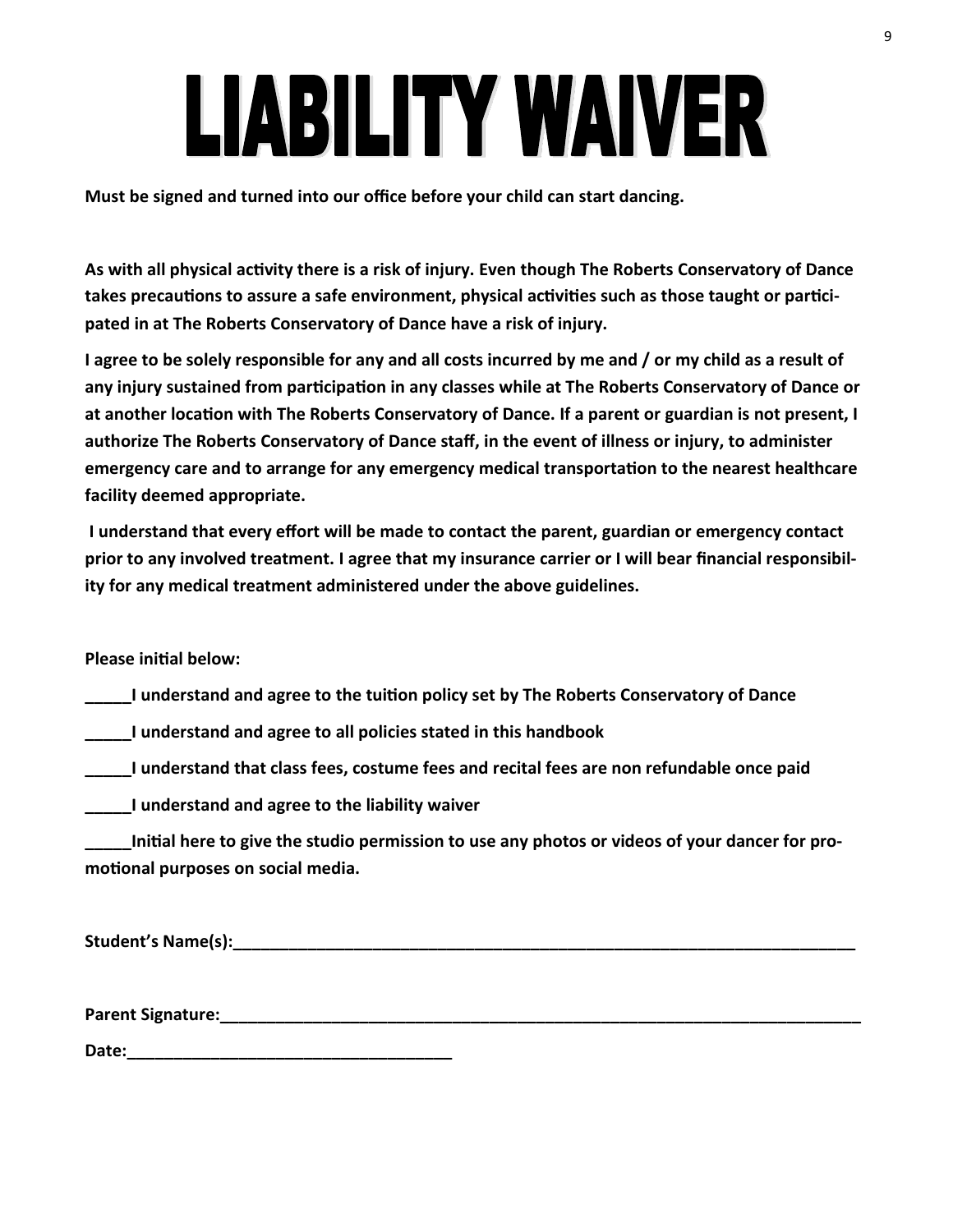# LIABILITY WAIVER

**Must be signed and turned into our office before your child can start dancing.**

**As with all physical activity there is a risk of injury. Even though The Roberts Conservatory of Dance takes precautions to assure a safe environment, physical activities such as those taught or participated in at The Roberts Conservatory of Dance have a risk of injury.**

**I agree to be solely responsible for any and all costs incurred by me and / or my child as a result of any injury sustained from participation in any classes while at The Roberts Conservatory of Dance or at another location with The Roberts Conservatory of Dance. If a parent or guardian is not present, I authorize The Roberts Conservatory of Dance staff, in the event of illness or injury, to administer emergency care and to arrange for any emergency medical transportation to the nearest healthcare facility deemed appropriate.**

**I understand that every effort will be made to contact the parent, guardian or emergency contact prior to any involved treatment. I agree that my insurance carrier or I will bear financial responsibility for any medical treatment administered under the above guidelines.**

**Please initial below:**

**_____I understand and agree to the tuition policy set by The Roberts Conservatory of Dance**

**_____I understand and agree to all policies stated in this handbook**

**_____I understand that class fees, costume fees and recital fees are non refundable once paid**

**_____I understand and agree to the liability waiver**

**_____Initial here to give the studio permission to use any photos or videos of your dancer for promotional purposes on social media.**

**Student's Name(s):_______________________________________________________________________**

**Parent Signature:_________________________________________________________________________**

**Date:___________________________________**